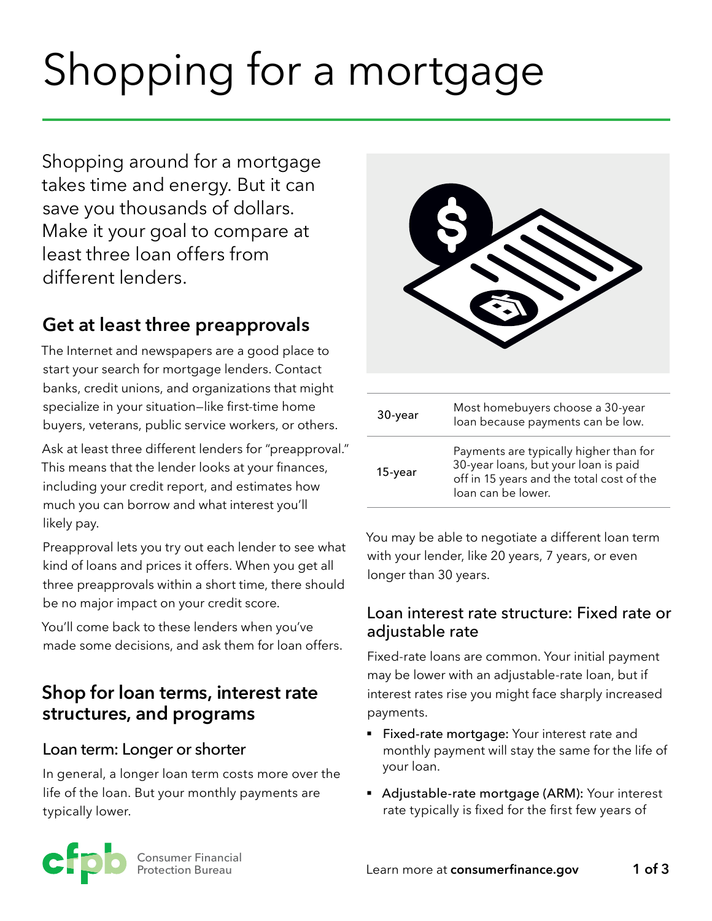# Shopping for a mortgage

Shopping around for a mortgage takes time and energy. But it can save you thousands of dollars. Make it your goal to compare at least three loan offers from different lenders.

## Get at least three preapprovals

The Internet and newspapers are a good place to start your search for mortgage lenders. Contact banks, credit unions, and organizations that might specialize in your situation—like first-time home buyers, veterans, public service workers, or others.

Ask at least three different lenders for "preapproval." This means that the lender looks at your finances, including your credit report, and estimates how much you can borrow and what interest you'll likely pay.

Preapproval lets you try out each lender to see what kind of loans and prices it offers. When you get all three preapprovals within a short time, there should be no major impact on your credit score.

You'll come back to these lenders when you've made some decisions, and ask them for loan offers.

## Shop for loan terms, interest rate structures, and programs

### Loan term: Longer or shorter

In general, a longer loan term costs more over the life of the loan. But your monthly payments are typically lower.

| | |
|---|---|
| 30-year | Most homebuyers choose a 30-year loan because payments can be low. |
| 15-year | Payments are typically higher than for 30-year loans, but your loan is paid off in 15 years and the total cost of the loan can be lower. |

You may be able to negotiate a different loan term with your lender, like 20 years, 7 years, or even longer than 30 years.

### Loan interest rate structure: Fixed rate or adjustable rate

Fixed-rate loans are common. Your initial payment may be lower with an adjustable-rate loan, but if interest rates rise you might face sharply increased payments.

- **Fixed-rate mortgage:** Your interest rate and monthly payment will stay the same for the life of your loan.
- **Adjustable-rate mortgage (ARM):** Your interest rate typically is fixed for the first few years of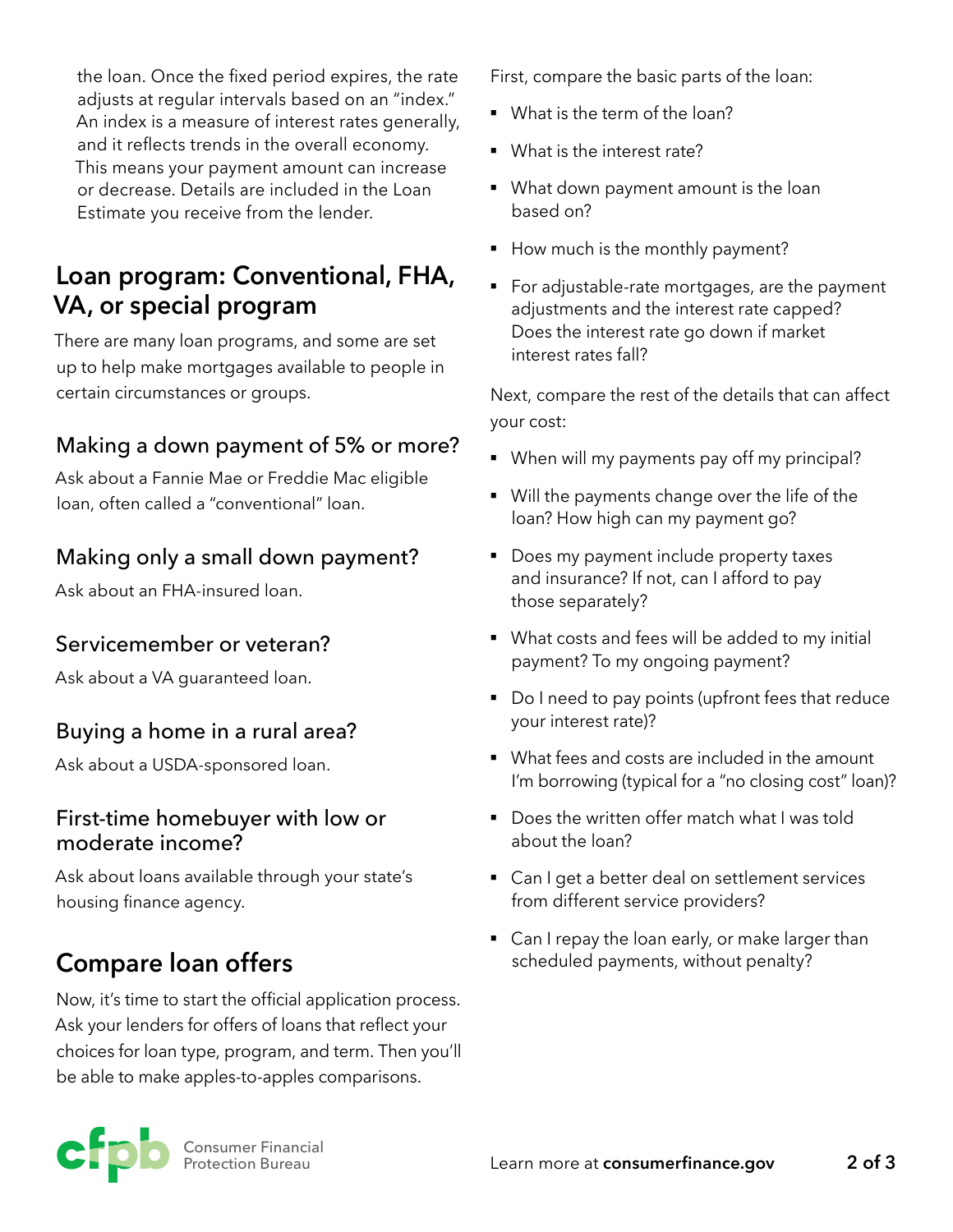the loan. Once the fixed period expires, the rate adjusts at regular intervals based on an "index." An index is a measure of interest rates generally, and it reflects trends in the overall economy. This means your payment amount can increase or decrease. Details are included in the Loan Estimate you receive from the lender.

## Loan program: Conventional, FHA, VA, or special program

There are many loan programs, and some are set up to help make mortgages available to people in certain circumstances or groups.

### Making a down payment of 5% or more?

Ask about a Fannie Mae or Freddie Mac eligible loan, often called a "conventional" loan.

### Making only a small down payment?

Ask about an FHA-insured loan.

### Servicemember or veteran?

Ask about a VA guaranteed loan.

### Buying a home in a rural area?

Ask about a USDA-sponsored loan.

### First-time homebuyer with low or moderate income?

Ask about loans available through your state's housing finance agency.

## Compare loan offers

Now, it's time to start the official application process. Ask your lenders for offers of loans that reflect your choices for loan type, program, and term. Then you'll be able to make apples-to-apples comparisons.

First, compare the basic parts of the loan:

- What is the term of the loan?
- What is the interest rate?
- What down payment amount is the loan based on?
- How much is the monthly payment?
- For adjustable-rate mortgages, are the payment adjustments and the interest rate capped? Does the interest rate go down if market interest rates fall?

Next, compare the rest of the details that can affect your cost:

- When will my payments pay off my principal?
- Will the payments change over the life of the loan? How high can my payment go?
- Does my payment include property taxes and insurance? If not, can I afford to pay those separately?
- What costs and fees will be added to my initial payment? To my ongoing payment?
- Do I need to pay points (upfront fees that reduce your interest rate)?
- What fees and costs are included in the amount I'm borrowing (typical for a "no closing cost" loan)?
- Does the written offer match what I was told about the loan?
- Can I get a better deal on settlement services from different service providers?
- Can I repay the loan early, or make larger than scheduled payments, without penalty?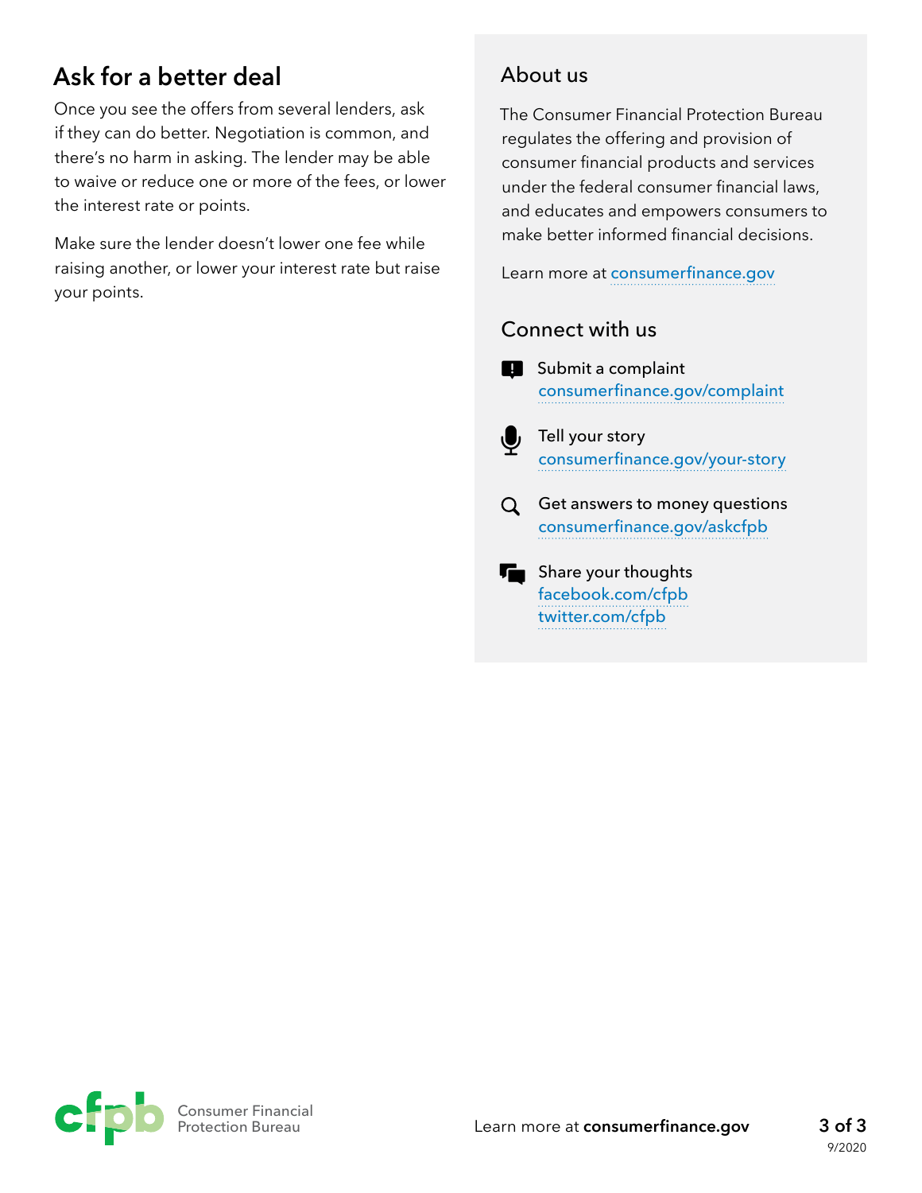## Ask for a better deal

Once you see the offers from several lenders, ask if they can do better. Negotiation is common, and there's no harm in asking. The lender may be able to waive or reduce one or more of the fees, or lower the interest rate or points.

Make sure the lender doesn't lower one fee while raising another, or lower your interest rate but raise your points.

### About us

The Consumer Financial Protection Bureau regulates the offering and provision of consumer financial products and services under the federal consumer financial laws, and educates and empowers consumers to make better informed financial decisions.

Learn more at consumerfinance.gov

### Connect with us

Submit a complaint
consumerfinance.gov/complaint

Tell your story
consumerfinance.gov/your-story

Get answers to money questions
consumerfinance.gov/askcfpb

Share your thoughts
facebook.com/cfpb
twitter.com/cfpb